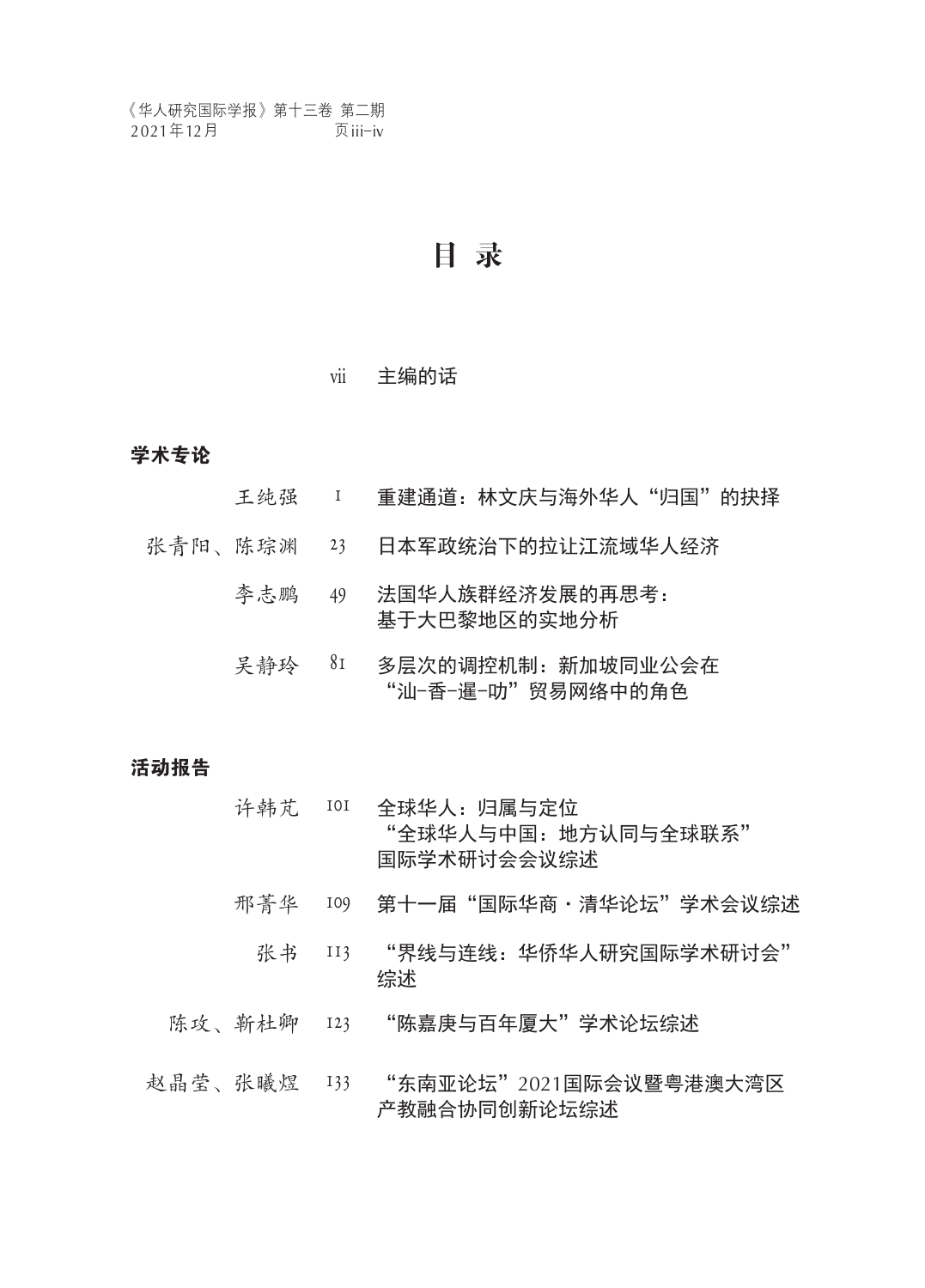# 目 录

vii 主编的话

## 学术专论

王纯强 1 重建通道：林文庆与海外华人“归国”的抉择

张青阳、陈琮渊 23 日本军政统治下的拉让江流域华人经济

李志鹏 49 法国华人族群经济发展的再思考：基于大巴黎地区的实地分析

吴静玲 81 多层次的调控机制：新加坡同业公会在“汕-香-暹-叻”贸易网络中的角色

## 活动报告

许韩芃 101 全球华人：归属与定位 “全球华人与中国：地方认同与全球联系”国际学术研讨会会议综述

邢菁华 109 第十一届“国际华商 · 清华论坛”学术会议综述

张书 113 “界线与连线：华侨华人研究国际学术研讨会”综述

陈玟、靳杜卿 123 “陈嘉庚与百年厦大”学术论坛综述

赵晶莹、张曦煜 133 “东南亚论坛”2021国际会议暨粤港澳大湾区产教融合协同创新论坛综述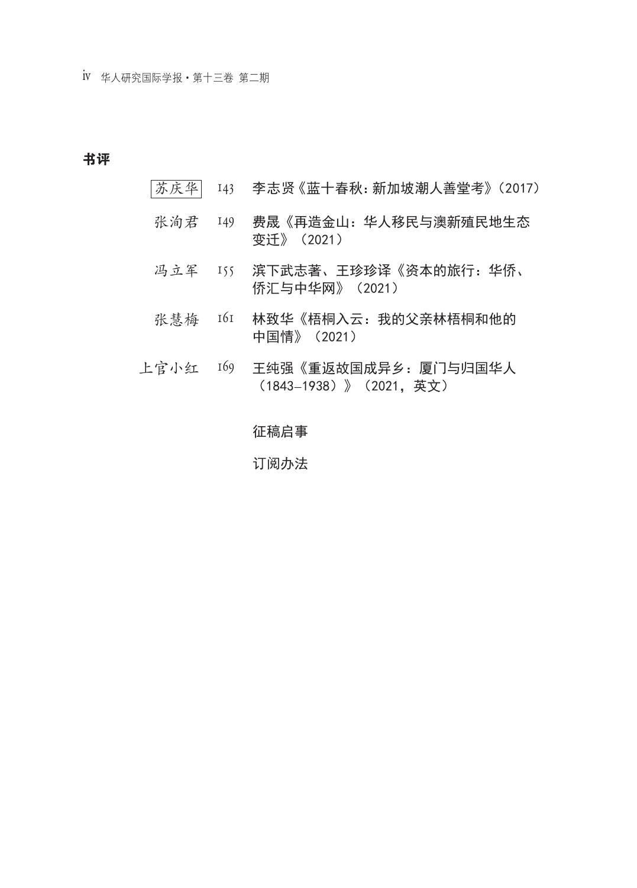## 书评

| | | |
|---|---|---|
| 苏庆华 | 143 | 李志贤《蓝十春秋：新加坡潮人善堂考》（2017） |
| 张洵君 | 149 | 费晟《再造金山：华人移民与澳新殖民地生态变迁》（2021） |
| 冯立军 | 155 | 滨下武志著、王珍珍译《资本的旅行：华侨、侨汇与中华网》（2021） |
| 张慧梅 | 161 | 林致华《梧桐入云：我的父亲林梧桐和他的中国情》（2021） |
| 上官小红 | 169 | 王纯强《重返故国成异乡：厦门与归国华人（1843–1938）》（2021，英文） |

征稿启事

订阅办法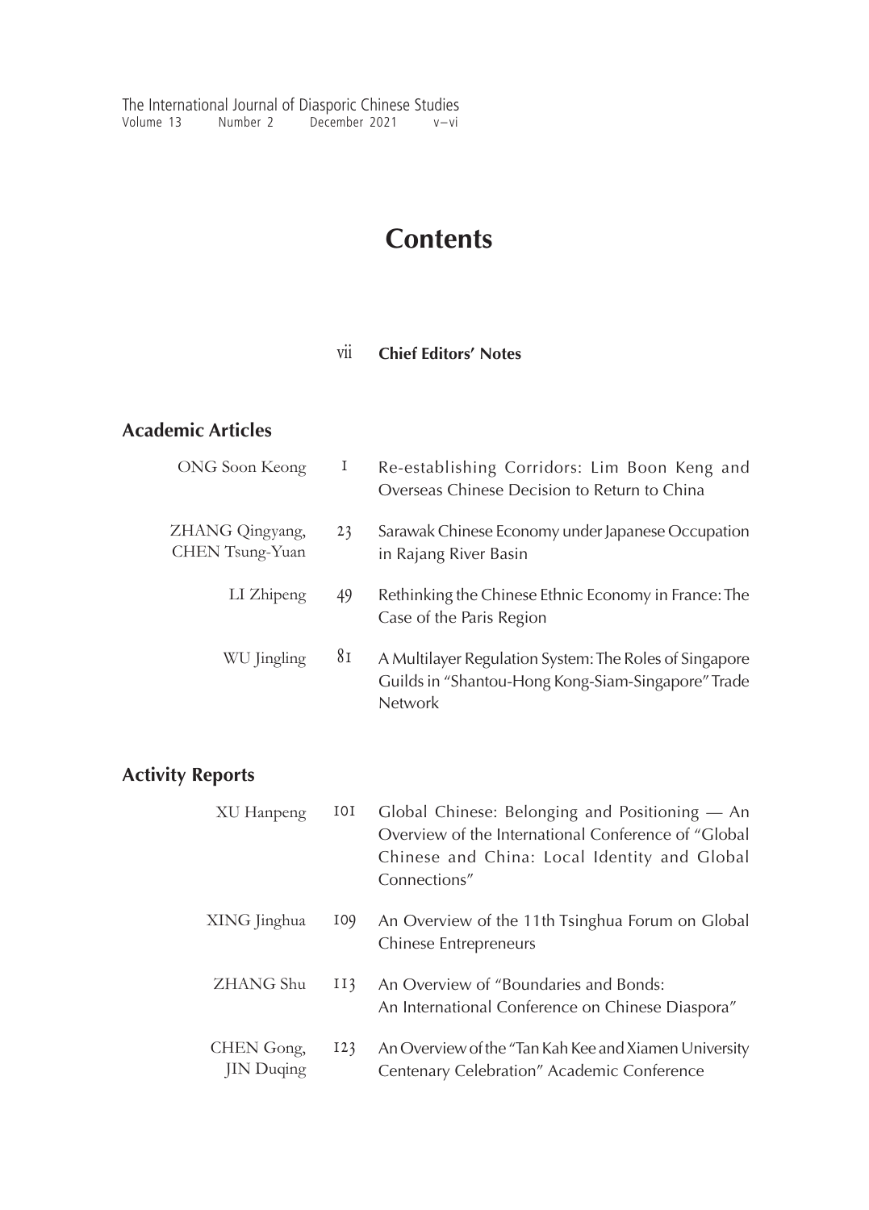# Contents

vii **Chief Editors' Notes**

## Academic Articles

| Author | Page | Title |
|---|---|---|
| ONG Soon Keong | 1 | Re-establishing Corridors: Lim Boon Keng and Overseas Chinese Decision to Return to China |
| ZHANG Qingyang, CHEN Tsung-Yuan | 23 | Sarawak Chinese Economy under Japanese Occupation in Rajang River Basin |
| LI Zhipeng | 49 | Rethinking the Chinese Ethnic Economy in France: The Case of the Paris Region |
| WU Jingling | 81 | A Multilayer Regulation System: The Roles of Singapore Guilds in "Shantou-Hong Kong-Siam-Singapore" Trade Network |

## Activity Reports

| Author | Page | Title |
|---|---|---|
| XU Hanpeng | 101 | Global Chinese: Belonging and Positioning — An Overview of the International Conference of "Global Chinese and China: Local Identity and Global Connections" |
| XING Jinghua | 109 | An Overview of the 11th Tsinghua Forum on Global Chinese Entrepreneurs |
| ZHANG Shu | 113 | An Overview of "Boundaries and Bonds: An International Conference on Chinese Diaspora" |
| CHEN Gong, JIN Duqing | 123 | An Overview of the "Tan Kah Kee and Xiamen University Centenary Celebration" Academic Conference |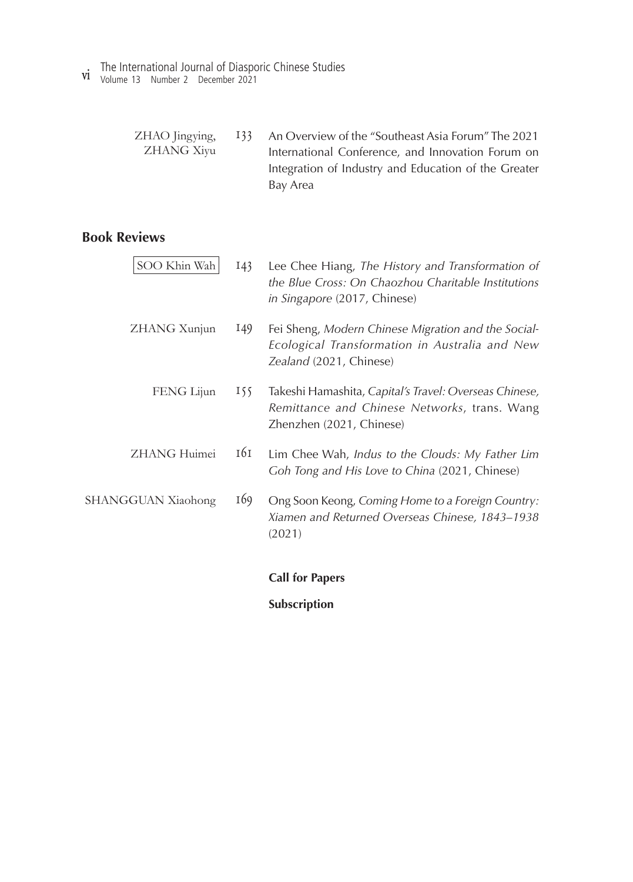ZHAO Jingying, ZHANG Xiyu 133 An Overview of the "Southeast Asia Forum" The 2021 International Conference, and Innovation Forum on Integration of Industry and Education of the Greater Bay Area

## Book Reviews

SOO Khin Wah 143 Lee Chee Hiang, *The History and Transformation of the Blue Cross: On Chaozhou Charitable Institutions in Singapore* (2017, Chinese)

ZHANG Xunjun 149 Fei Sheng, *Modern Chinese Migration and the Social-Ecological Transformation in Australia and New Zealand* (2021, Chinese)

FENG Lijun 155 Takeshi Hamashita, *Capital's Travel: Overseas Chinese, Remittance and Chinese Networks*, trans. Wang Zhenzhen (2021, Chinese)

ZHANG Huimei 161 Lim Chee Wah, *Indus to the Clouds: My Father Lim Goh Tong and His Love to China* (2021, Chinese)

SHANGGUAN Xiaohong 169 Ong Soon Keong, *Coming Home to a Foreign Country: Xiamen and Returned Overseas Chinese, 1843–1938* (2021)

**Call for Papers**

**Subscription**